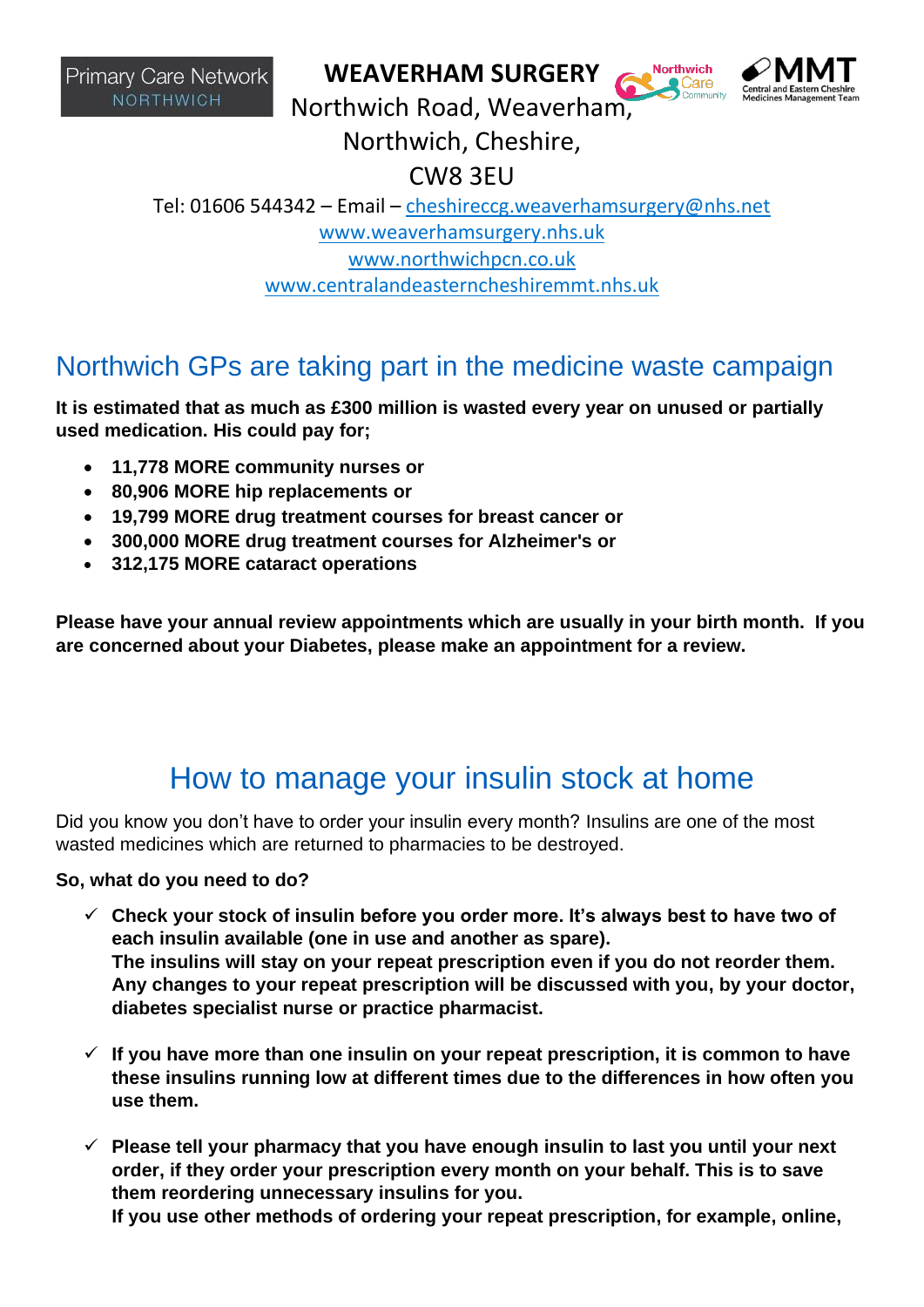Primary Care Network NORTHWICH

**WEAVERHAM SURGERY**

Northwich Road, Weaverham,
Northwich, Cheshire,
CW8 3EU

Tel: 01606 544342 – Email – cheshireccg.weaverhamsurgery@nhs.net
www.weaverhamsurgery.nhs.uk
www.northwichpcn.co.uk
www.centralandeasterncheshiremmt.nhs.uk

## Northwich GPs are taking part in the medicine waste campaign

**It is estimated that as much as £300 million is wasted every year on unused or partially used medication. His could pay for;**

- **11,778 MORE community nurses or**
- **80,906 MORE hip replacements or**
- **19,799 MORE drug treatment courses for breast cancer or**
- **300,000 MORE drug treatment courses for Alzheimer's or**
- **312,175 MORE cataract operations**

**Please have your annual review appointments which are usually in your birth month. If you are concerned about your Diabetes, please make an appointment for a review.**

## How to manage your insulin stock at home

Did you know you don't have to order your insulin every month? Insulins are one of the most wasted medicines which are returned to pharmacies to be destroyed.

**So, what do you need to do?**

- ✓ **Check your stock of insulin before you order more. It's always best to have two of each insulin available (one in use and another as spare).**
  **The insulins will stay on your repeat prescription even if you do not reorder them. Any changes to your repeat prescription will be discussed with you, by your doctor, diabetes specialist nurse or practice pharmacist.**

- ✓ **If you have more than one insulin on your repeat prescription, it is common to have these insulins running low at different times due to the differences in how often you use them.**

- ✓ **Please tell your pharmacy that you have enough insulin to last you until your next order, if they order your prescription every month on your behalf. This is to save them reordering unnecessary insulins for you.**
  **If you use other methods of ordering your repeat prescription, for example, online,**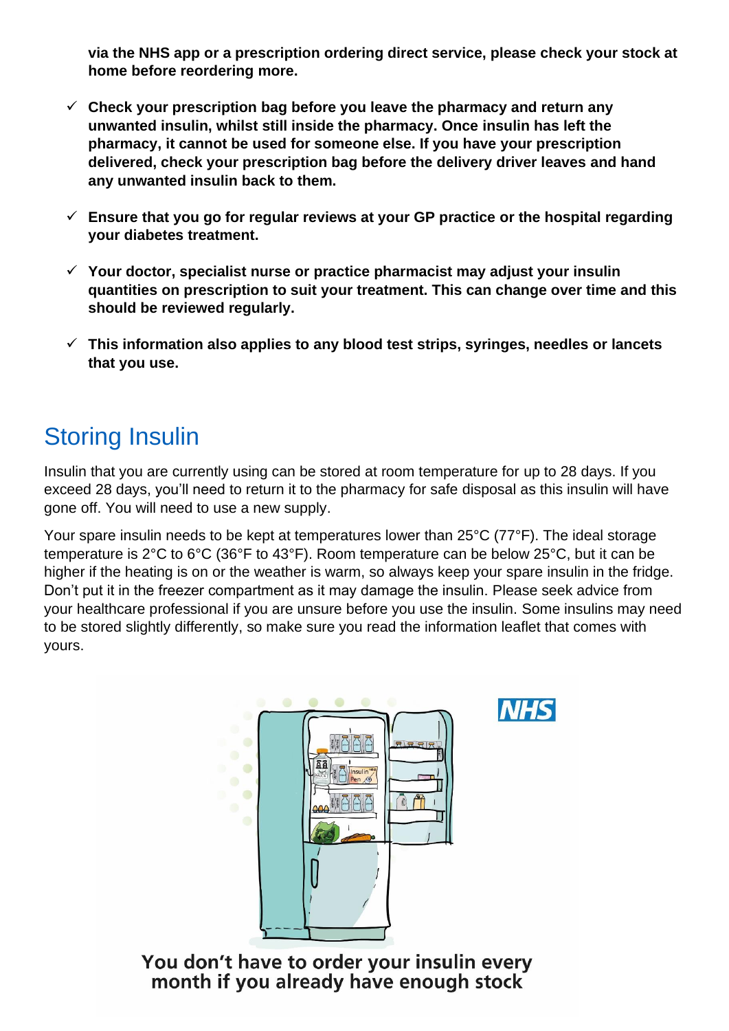**via the NHS app or a prescription ordering direct service, please check your stock at home before reordering more.**

- ✓ **Check your prescription bag before you leave the pharmacy and return any unwanted insulin, whilst still inside the pharmacy. Once insulin has left the pharmacy, it cannot be used for someone else. If you have your prescription delivered, check your prescription bag before the delivery driver leaves and hand any unwanted insulin back to them.**

- ✓ **Ensure that you go for regular reviews at your GP practice or the hospital regarding your diabetes treatment.**

- ✓ **Your doctor, specialist nurse or practice pharmacist may adjust your insulin quantities on prescription to suit your treatment. This can change over time and this should be reviewed regularly.**

- ✓ **This information also applies to any blood test strips, syringes, needles or lancets that you use.**

## Storing Insulin

Insulin that you are currently using can be stored at room temperature for up to 28 days. If you exceed 28 days, you'll need to return it to the pharmacy for safe disposal as this insulin will have gone off. You will need to use a new supply.

Your spare insulin needs to be kept at temperatures lower than 25°C (77°F). The ideal storage temperature is 2°C to 6°C (36°F to 43°F). Room temperature can be below 25°C, but it can be higher if the heating is on or the weather is warm, so always keep your spare insulin in the fridge. Don't put it in the freezer compartment as it may damage the insulin. Please seek advice from your healthcare professional if you are unsure before you use the insulin. Some insulins may need to be stored slightly differently, so make sure you read the information leaflet that comes with yours.

**You don't have to order your insulin every month if you already have enough stock**